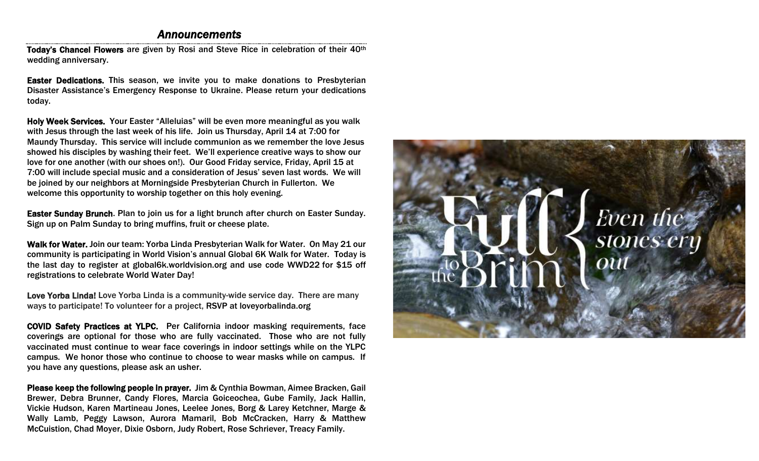## *Announcements*

**Today's Chancel Flowers** are given by Rosi and Steve Rice in celebration of their 40th wedding anniversary.

**Easter Dedications.** This season, we invite you to make donations to Presbyterian Disaster Assistance's Emergency Response to Ukraine. Please return your dedications today.

**Holy Week Services.** Your Easter "Alleluias" will be even more meaningful as you walk with Jesus through the last week of his life. Join us Thursday, April 14 at 7:00 for Maundy Thursday. This service will include communion as we remember the love Jesus showed his disciples by washing their feet. We'll experience creative ways to show our love for one another (with our shoes on!). Our Good Friday service, Friday, April 15 at 7:00 will include special music and a consideration of Jesus' seven last words. We will be joined by our neighbors at Morningside Presbyterian Church in Fullerton. We welcome this opportunity to worship together on this holy evening.

**Easter Sunday Brunch**. Plan to join us for a light brunch after church on Easter Sunday. Sign up on Palm Sunday to bring muffins, fruit or cheese plate.

**Walk for Water.** Join our team: Yorba Linda Presbyterian Walk for Water. On May 21 our community is participating in World Vision's annual Global 6K Walk for Water. Today is the last day to register at global6k.worldvision.org and use code WWD22 for $15 off registrations to celebrate World Water Day!

**Love Yorba Linda!** Love Yorba Linda is a community-wide service day. There are many ways to participate! To volunteer for a project, RSVP at loveyorbalinda.org

**COVID Safety Practices at YLPC.** Per California indoor masking requirements, face coverings are optional for those who are fully vaccinated. Those who are not fully vaccinated must continue to wear face coverings in indoor settings while on the YLPC campus. We honor those who continue to choose to wear masks while on campus. If you have any questions, please ask an usher.

**Please keep the following people in prayer.** Jim & Cynthia Bowman, Aimee Bracken, Gail Brewer, Debra Brunner, Candy Flores, Marcia Goiceochea, Gube Family, Jack Hallin, Vickie Hudson, Karen Martineau Jones, Leelee Jones, Borg & Larey Ketchner, Marge & Wally Lamb, Peggy Lawson, Aurora Mamaril, Bob McCracken, Harry & Matthew McCuistion, Chad Moyer, Dixie Osborn, Judy Robert, Rose Schriever, Treacy Family.

Full to the Brim { Even the stones cry out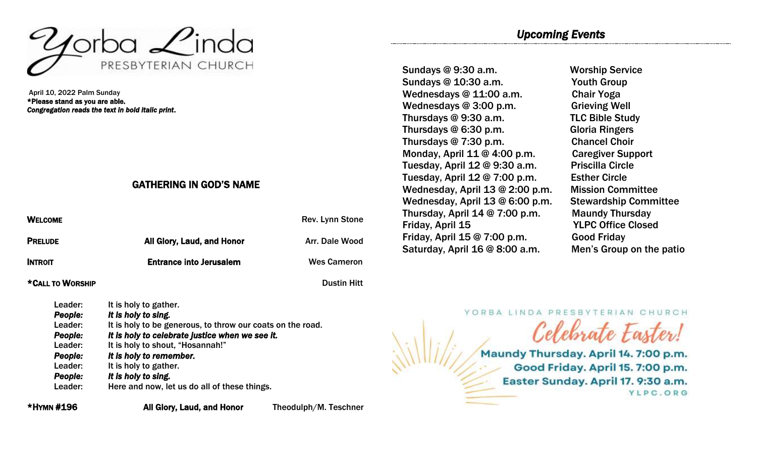Yorba Linda
PRESBYTERIAN CHURCH

April 10, 2022 Palm Sunday
**\*Please stand as you are able.**
***Congregation reads the text in bold italic print.***

## GATHERING IN GOD'S NAME

| | | |
|---|---|---|
| **WELCOME** | | Rev. Lynn Stone |
| **PRELUDE** | **All Glory, Laud, and Honor** | Arr. Dale Wood |
| **INTROIT** | **Entrance into Jerusalem** | Wes Cameron |
| ***CALL TO WORSHIP** | | Dustin Hitt |

Leader: It is holy to gather.
***People: It is holy to sing.***
Leader: It is holy to be generous, to throw our coats on the road.
***People: It is holy to celebrate justice when we see it.***
Leader: It is holy to shout, "Hosannah!"
***People: It is holy to remember.***
Leader: It is holy to gather.
***People: It is holy to sing.***
Leader: Here and now, let us do all of these things.

| | | |
|---|---|---|
| ***HYMN #196** | **All Glory, Laud, and Honor** | Theodulph/M. Teschner |

## *Upcoming Events*

| | |
|---|---|
| Sundays @ 9:30 a.m. | Worship Service |
| Sundays @ 10:30 a.m. | Youth Group |
| Wednesdays @ 11:00 a.m. | Chair Yoga |
| Wednesdays @ 3:00 p.m. | Grieving Well |
| Thursdays @ 9:30 a.m. | TLC Bible Study |
| Thursdays @ 6:30 p.m. | Gloria Ringers |
| Thursdays @ 7:30 p.m. | Chancel Choir |
| Monday, April 11 @ 4:00 p.m. | Caregiver Support |
| Tuesday, April 12 @ 9:30 a.m. | Priscilla Circle |
| Tuesday, April 12 @ 7:00 p.m. | Esther Circle |
| Wednesday, April 13 @ 2:00 p.m. | Mission Committee |
| Wednesday, April 13 @ 6:00 p.m. | Stewardship Committee |
| Thursday, April 14 @ 7:00 p.m. | Maundy Thursday |
| Friday, April 15 | YLPC Office Closed |
| Friday, April 15 @ 7:00 p.m. | Good Friday |
| Saturday, April 16 @ 8:00 a.m. | Men's Group on the patio |

YORBA LINDA PRESBYTERIAN CHURCH

*Celebrate Easter!*

**Maundy Thursday. April 14. 7:00 p.m.**
**Good Friday. April 15. 7:00 p.m.**
**Easter Sunday. April 17. 9:30 a.m.**
YLPC.ORG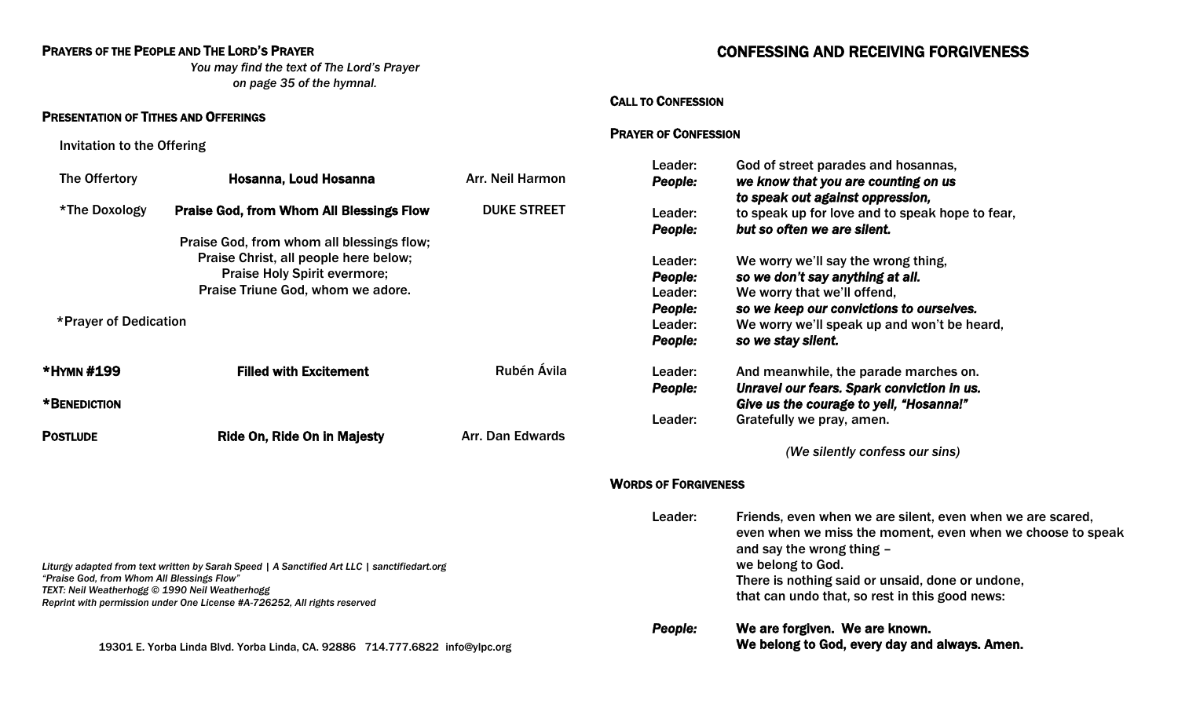**PRAYERS OF THE PEOPLE AND THE LORD'S PRAYER**

*You may find the text of The Lord's Prayer on page 35 of the hymnal.*

**PRESENTATION OF TITHES AND OFFERINGS**

Invitation to the Offering

The Offertory — **Hosanna, Loud Hosanna** — Arr. Neil Harmon

*The Doxology — **Praise God, from Whom All Blessings Flow** — DUKE STREET

Praise God, from whom all blessings flow;
Praise Christ, all people here below;
Praise Holy Spirit evermore;
Praise Triune God, whom we adore.

*Prayer of Dedication

**\*HYMN #199** — **Filled with Excitement** — Rubén Ávila

**\*BENEDICTION**

**POSTLUDE** — **Ride On, Ride On in Majesty** — Arr. Dan Edwards

*Liturgy adapted from text written by Sarah Speed | A Sanctified Art LLC | sanctifiedart.org*
*"Praise God, from Whom All Blessings Flow"*
*TEXT: Neil Weatherhogg © 1990 Neil Weatherhogg*
*Reprint with permission under One License #A-726252, All rights reserved*

19301 E. Yorba Linda Blvd. Yorba Linda, CA. 92886 714.777.6822 info@ylpc.org

# CONFESSING AND RECEIVING FORGIVENESS

**CALL TO CONFESSION**

**PRAYER OF CONFESSION**

Leader: God of street parades and hosannas,
*People:* ***we know that you are counting on us to speak out against oppression,***
Leader: to speak up for love and to speak hope to fear,
*People:* ***but so often we are silent.***

Leader: We worry we'll say the wrong thing,
*People:* ***so we don't say anything at all.***
Leader: We worry that we'll offend,
*People:* ***so we keep our convictions to ourselves.***
Leader: We worry we'll speak up and won't be heard,
*People:* ***so we stay silent.***

Leader: And meanwhile, the parade marches on.
*People:* ***Unravel our fears. Spark conviction in us. Give us the courage to yell, "Hosanna!"***
Leader: Gratefully we pray, amen.

*(We silently confess our sins)*

**WORDS OF FORGIVENESS**

Leader: Friends, even when we are silent, even when we are scared, even when we miss the moment, even when we choose to speak and say the wrong thing –
we belong to God.
There is nothing said or unsaid, done or undone, that can undo that, so rest in this good news:

*People:* **We are forgiven. We are known.
We belong to God, every day and always. Amen.**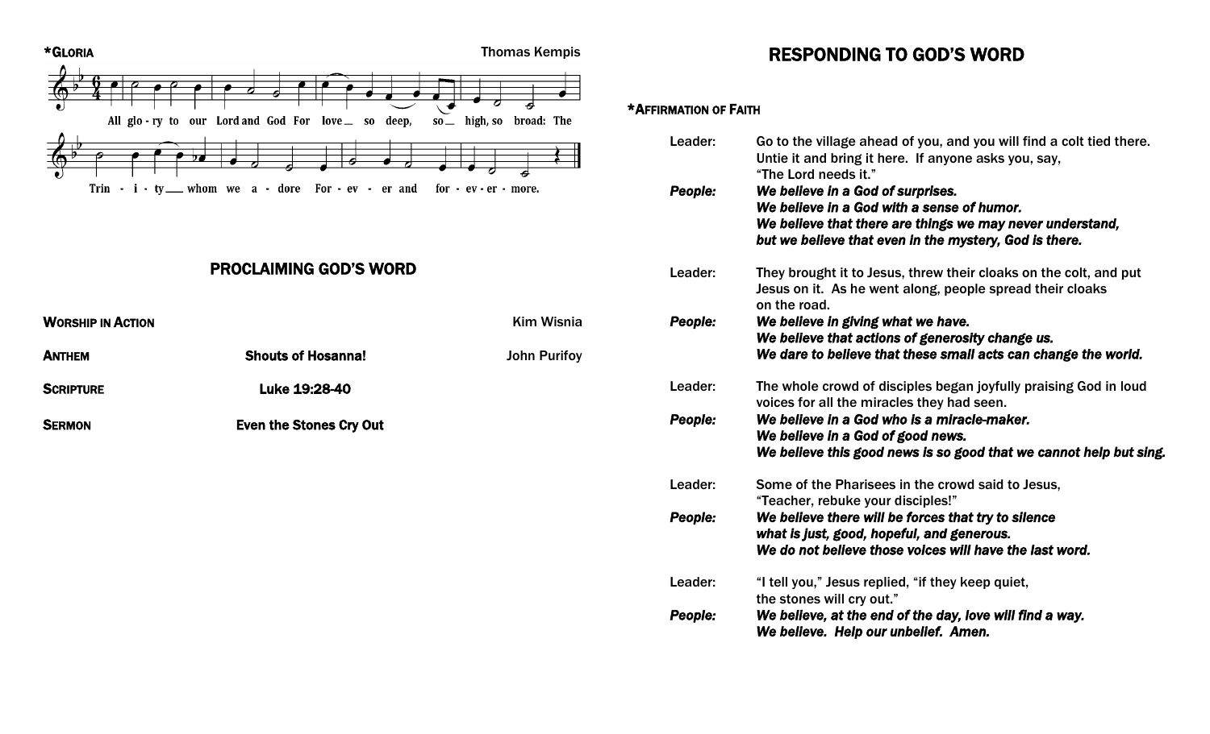**\*GLORIA** Thomas Kempis

All glo - ry to our Lord and God For love so deep, so high, so broad: The Trin - i - ty whom we a - dore For - ev - er and for - ev - er - more.

## PROCLAIMING GOD'S WORD

**WORSHIP IN ACTION** Kim Wisnia

**ANTHEM** **Shouts of Hosanna!** John Purifoy

**SCRIPTURE** **Luke 19:28-40**

**SERMON** **Even the Stones Cry Out**

## RESPONDING TO GOD'S WORD

**\*AFFIRMATION OF FAITH**

Leader: Go to the village ahead of you, and you will find a colt tied there. Untie it and bring it here. If anyone asks you, say, "The Lord needs it."

***People:*** ***We believe in a God of surprises.***
***We believe in a God with a sense of humor.***
***We believe that there are things we may never understand,***
***but we believe that even in the mystery, God is there.***

Leader: They brought it to Jesus, threw their cloaks on the colt, and put Jesus on it. As he went along, people spread their cloaks on the road.

***People:*** ***We believe in giving what we have.***
***We believe that actions of generosity change us.***
***We dare to believe that these small acts can change the world.***

Leader: The whole crowd of disciples began joyfully praising God in loud voices for all the miracles they had seen.

***People:*** ***We believe in a God who is a miracle-maker.***
***We believe in a God of good news.***
***We believe this good news is so good that we cannot help but sing.***

Leader: Some of the Pharisees in the crowd said to Jesus, "Teacher, rebuke your disciples!"

***People:*** ***We believe there will be forces that try to silence***
***what is just, good, hopeful, and generous.***
***We do not believe those voices will have the last word.***

Leader: "I tell you," Jesus replied, "if they keep quiet, the stones will cry out."

***People:*** ***We believe, at the end of the day, love will find a way.***
***We believe. Help our unbelief. Amen.***